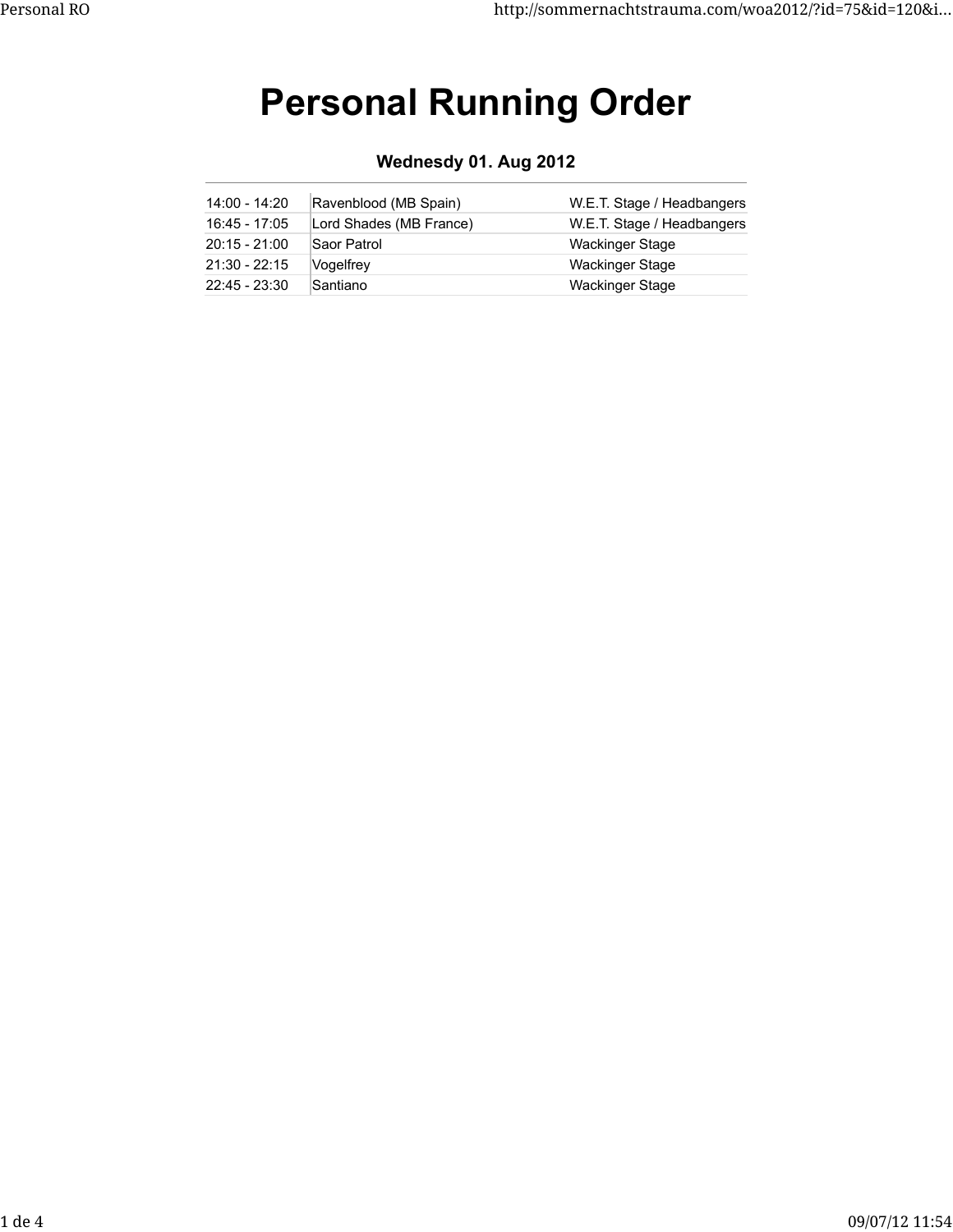# Personal Running Order

### Wednesdy 01. Aug 2012

| | | |
|---|---|---|
| 14:00 - 14:20 | Ravenblood (MB Spain) | W.E.T. Stage / Headbangers |
| 16:45 - 17:05 | Lord Shades (MB France) | W.E.T. Stage / Headbangers |
| 20:15 - 21:00 | Saor Patrol | Wackinger Stage |
| 21:30 - 22:15 | Vogelfrey | Wackinger Stage |
| 22:45 - 23:30 | Santiano | Wackinger Stage |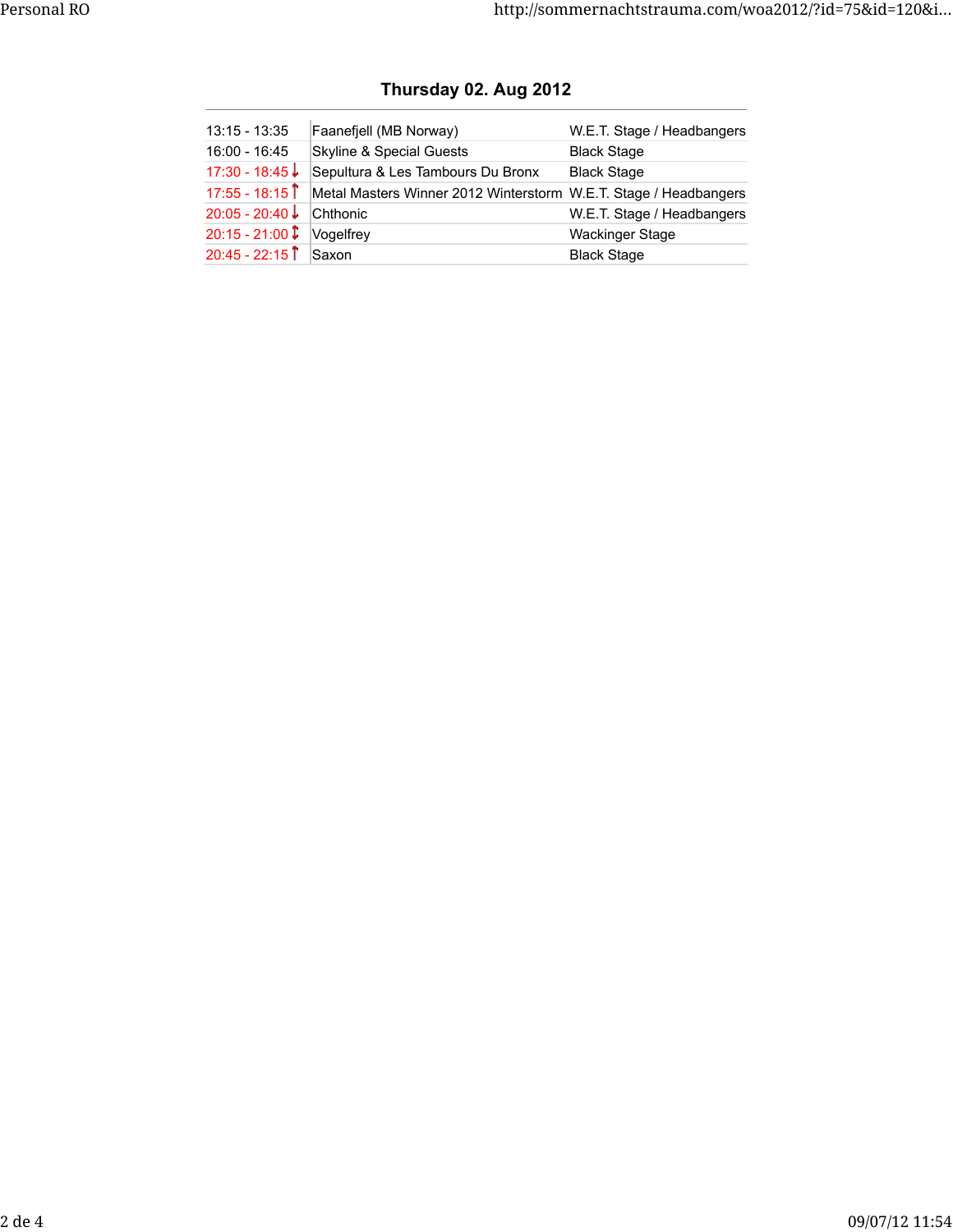## Thursday 02. Aug 2012

| | | |
|---|---|---|
| 13:15 - 13:35 | Faanefjell (MB Norway) | W.E.T. Stage / Headbangers |
| 16:00 - 16:45 | Skyline & Special Guests | Black Stage |
| 17:30 - 18:45 ↓ | Sepultura & Les Tambours Du Bronx | Black Stage |
| 17:55 - 18:15 ↑ | Metal Masters Winner 2012 Winterstorm | W.E.T. Stage / Headbangers |
| 20:05 - 20:40 ↓ | Chthonic | W.E.T. Stage / Headbangers |
| 20:15 - 21:00 ↕ | Vogelfrey | Wackinger Stage |
| 20:45 - 22:15 ↑ | Saxon | Black Stage |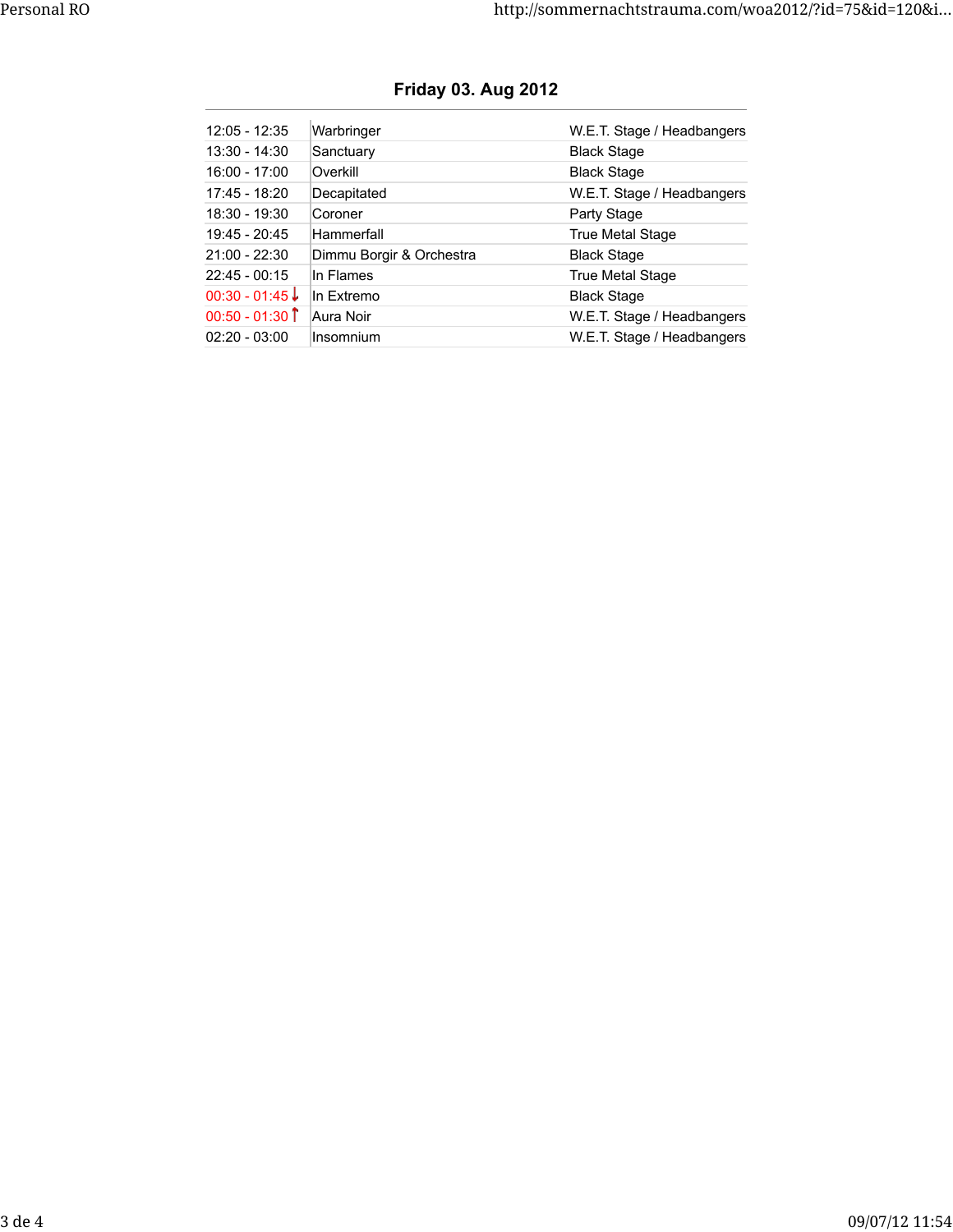## Friday 03. Aug 2012

| | | |
|---|---|---|
| 12:05 - 12:35 | Warbringer | W.E.T. Stage / Headbangers |
| 13:30 - 14:30 | Sanctuary | Black Stage |
| 16:00 - 17:00 | Overkill | Black Stage |
| 17:45 - 18:20 | Decapitated | W.E.T. Stage / Headbangers |
| 18:30 - 19:30 | Coroner | Party Stage |
| 19:45 - 20:45 | Hammerfall | True Metal Stage |
| 21:00 - 22:30 | Dimmu Borgir & Orchestra | Black Stage |
| 22:45 - 00:15 | In Flames | True Metal Stage |
| 00:30 - 01:45 ↓ | In Extremo | Black Stage |
| 00:50 - 01:30 ↑ | Aura Noir | W.E.T. Stage / Headbangers |
| 02:20 - 03:00 | Insomnium | W.E.T. Stage / Headbangers |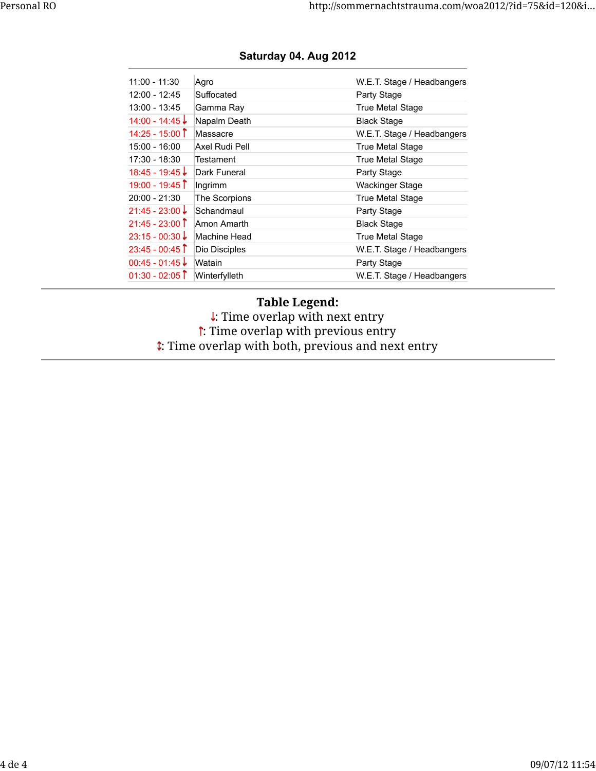## Saturday 04. Aug 2012

| | | |
|---|---|---|
| 11:00 - 11:30 | Agro | W.E.T. Stage / Headbangers |
| 12:00 - 12:45 | Suffocated | Party Stage |
| 13:00 - 13:45 | Gamma Ray | True Metal Stage |
| 14:00 - 14:45 ↓ | Napalm Death | Black Stage |
| 14:25 - 15:00 ↑ | Massacre | W.E.T. Stage / Headbangers |
| 15:00 - 16:00 | Axel Rudi Pell | True Metal Stage |
| 17:30 - 18:30 | Testament | True Metal Stage |
| 18:45 - 19:45 ↓ | Dark Funeral | Party Stage |
| 19:00 - 19:45 ↑ | Ingrimm | Wackinger Stage |
| 20:00 - 21:30 | The Scorpions | True Metal Stage |
| 21:45 - 23:00 ↓ | Schandmaul | Party Stage |
| 21:45 - 23:00 ↑ | Amon Amarth | Black Stage |
| 23:15 - 00:30 ↓ | Machine Head | True Metal Stage |
| 23:45 - 00:45 ↑ | Dio Disciples | W.E.T. Stage / Headbangers |
| 00:45 - 01:45 ↓ | Watain | Party Stage |
| 01:30 - 02:05 ↑ | Winterfylleth | W.E.T. Stage / Headbangers |

**Table Legend:**

↓: Time overlap with next entry

↑: Time overlap with previous entry

↕: Time overlap with both, previous and next entry